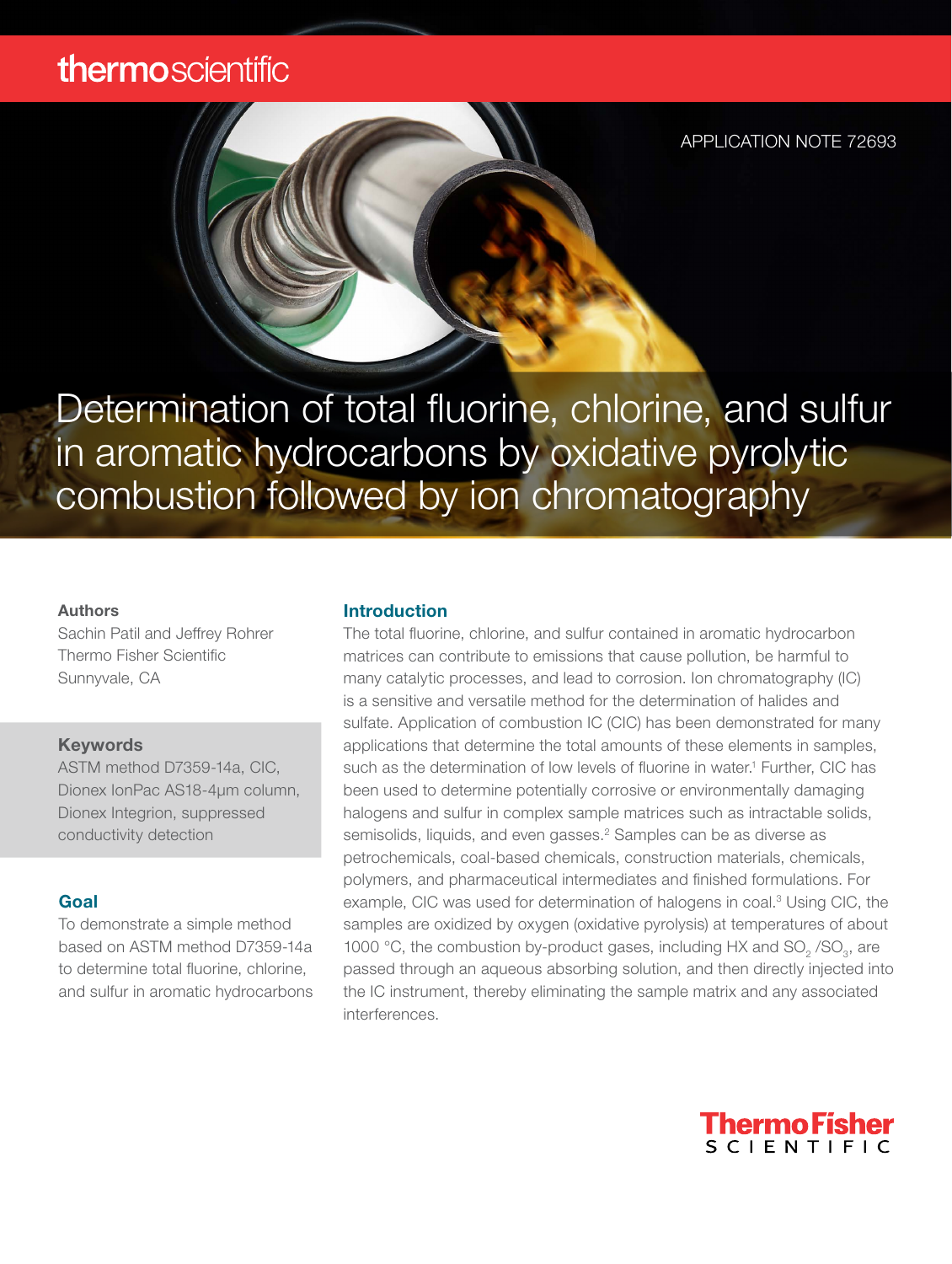thermoscientific

APPLICATION NOTE 72693

# Determination of total fluorine, chlorine, and sulfur in aromatic hydrocarbons by oxidative pyrolytic combustion followed by ion chromatography

**Authors**

Sachin Patil and Jeffrey Rohrer
Thermo Fisher Scientific
Sunnyvale, CA

**Keywords**

ASTM method D7359-14a, CIC, Dionex IonPac AS18-4µm column, Dionex Integrion, suppressed conductivity detection

## Goal

To demonstrate a simple method based on ASTM method D7359-14a to determine total fluorine, chlorine, and sulfur in aromatic hydrocarbons

## Introduction

The total fluorine, chlorine, and sulfur contained in aromatic hydrocarbon matrices can contribute to emissions that cause pollution, be harmful to many catalytic processes, and lead to corrosion. Ion chromatography (IC) is a sensitive and versatile method for the determination of halides and sulfate. Application of combustion IC (CIC) has been demonstrated for many applications that determine the total amounts of these elements in samples, such as the determination of low levels of fluorine in water.[1] Further, CIC has been used to determine potentially corrosive or environmentally damaging halogens and sulfur in complex sample matrices such as intractable solids, semisolids, liquids, and even gasses.[2] Samples can be as diverse as petrochemicals, coal-based chemicals, construction materials, chemicals, polymers, and pharmaceutical intermediates and finished formulations. For example, CIC was used for determination of halogens in coal.[3] Using CIC, the samples are oxidized by oxygen (oxidative pyrolysis) at temperatures of about 1000 °C, the combustion by-product gases, including HX and $SO_2$ /$SO_3$, are passed through an aqueous absorbing solution, and then directly injected into the IC instrument, thereby eliminating the sample matrix and any associated interferences.

ThermoFisher SCIENTIFIC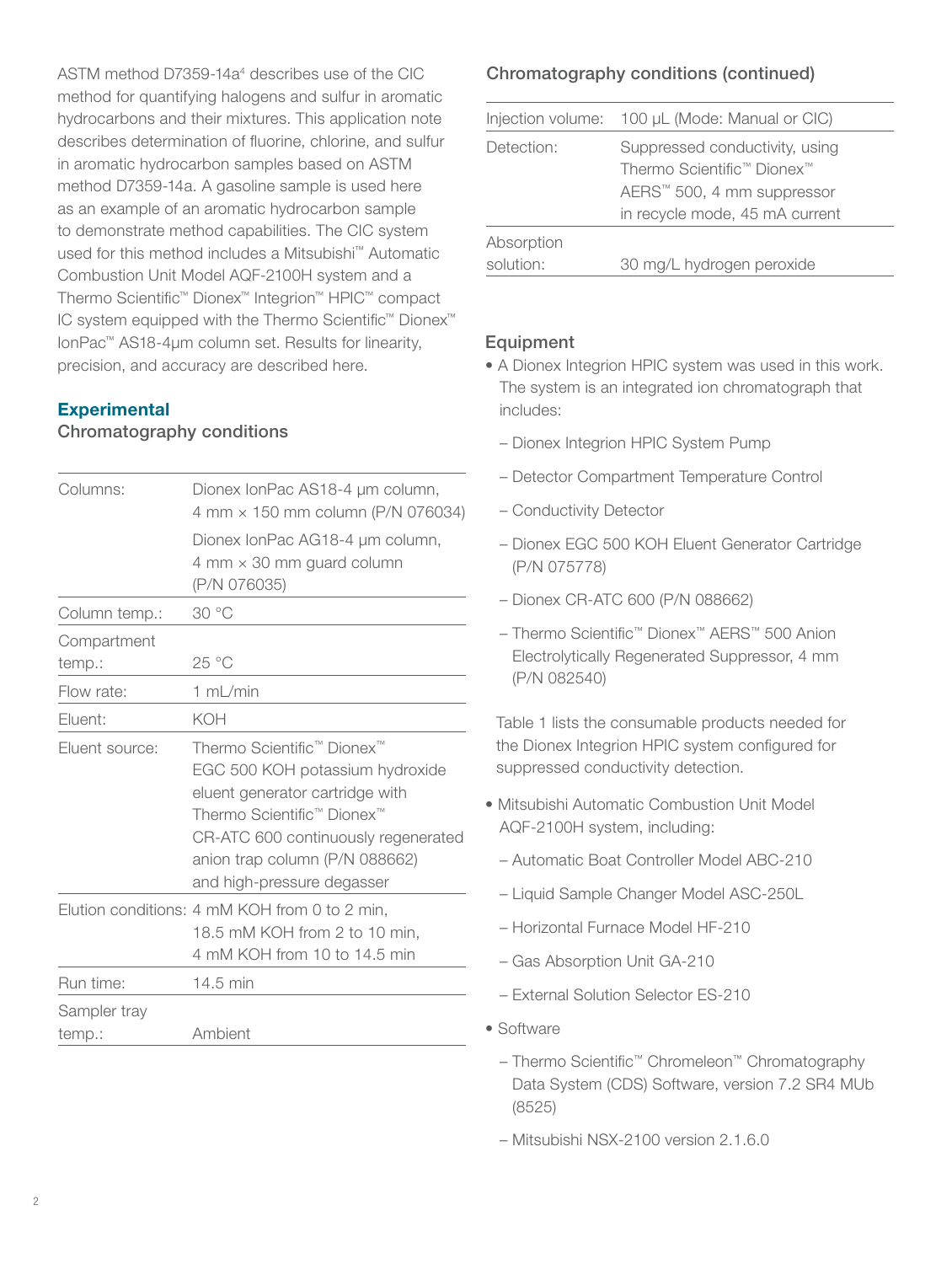ASTM method D7359-14a[4] describes use of the CIC method for quantifying halogens and sulfur in aromatic hydrocarbons and their mixtures. This application note describes determination of fluorine, chlorine, and sulfur in aromatic hydrocarbon samples based on ASTM method D7359-14a. A gasoline sample is used here as an example of an aromatic hydrocarbon sample to demonstrate method capabilities. The CIC system used for this method includes a Mitsubishi™ Automatic Combustion Unit Model AQF-2100H system and a Thermo Scientific™ Dionex™ Integrion™ HPIC™ compact IC system equipped with the Thermo Scientific™ Dionex™ IonPac™ AS18-4µm column set. Results for linearity, precision, and accuracy are described here.

## Experimental

### Chromatography conditions

| | |
|---|---|
| Columns: | Dionex IonPac AS18-4 µm column, 4 mm × 150 mm column (P/N 076034)<br>Dionex IonPac AG18-4 µm column, 4 mm × 30 mm guard column (P/N 076035) |
| Column temp.: | 30 °C |
| Compartment temp.: | 25 °C |
| Flow rate: | 1 mL/min |
| Eluent: | KOH |
| Eluent source: | Thermo Scientific™ Dionex™ EGC 500 KOH potassium hydroxide eluent generator cartridge with Thermo Scientific™ Dionex™ CR-ATC 600 continuously regenerated anion trap column (P/N 088662) and high-pressure degasser |
| Elution conditions: | 4 mM KOH from 0 to 2 min,<br>18.5 mM KOH from 2 to 10 min,<br>4 mM KOH from 10 to 14.5 min |
| Run time: | 14.5 min |
| Sampler tray temp.: | Ambient |

### Chromatography conditions (continued)

| | |
|---|---|
| Injection volume: | 100 µL (Mode: Manual or CIC) |
| Detection: | Suppressed conductivity, using Thermo Scientific™ Dionex™ AERS™ 500, 4 mm suppressor in recycle mode, 45 mA current |
| Absorption solution: | 30 mg/L hydrogen peroxide |

### Equipment

- A Dionex Integrion HPIC system was used in this work. The system is an integrated ion chromatograph that includes:
  - Dionex Integrion HPIC System Pump
  - Detector Compartment Temperature Control
  - Conductivity Detector
  - Dionex EGC 500 KOH Eluent Generator Cartridge (P/N 075778)
  - Dionex CR-ATC 600 (P/N 088662)
  - Thermo Scientific™ Dionex™ AERS™ 500 Anion Electrolytically Regenerated Suppressor, 4 mm (P/N 082540)

  Table 1 lists the consumable products needed for the Dionex Integrion HPIC system configured for suppressed conductivity detection.

- Mitsubishi Automatic Combustion Unit Model AQF-2100H system, including:
  - Automatic Boat Controller Model ABC-210
  - Liquid Sample Changer Model ASC-250L
  - Horizontal Furnace Model HF-210
  - Gas Absorption Unit GA-210
  - External Solution Selector ES-210
- Software
  - Thermo Scientific™ Chromeleon™ Chromatography Data System (CDS) Software, version 7.2 SR4 MUb (8525)
  - Mitsubishi NSX-2100 version 2.1.6.0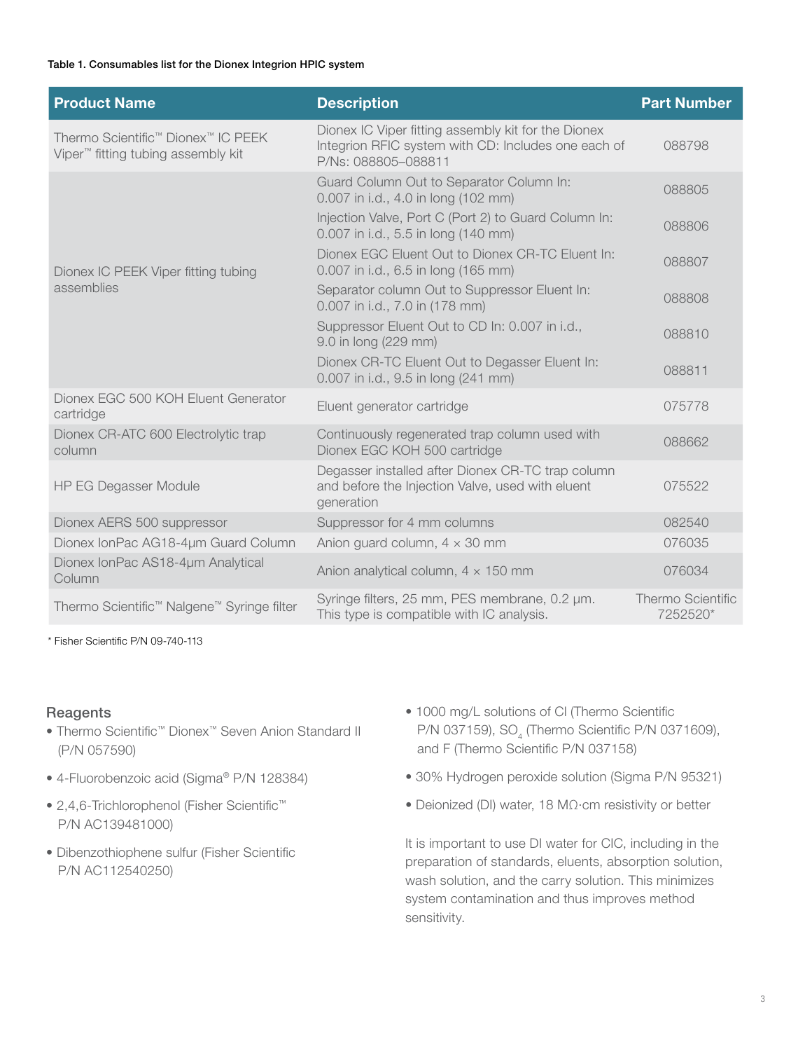**Table 1. Consumables list for the Dionex Integrion HPIC system**

| Product Name | Description | Part Number |
|---|---|---|
| Thermo Scientific™ Dionex™ IC PEEK Viper™ fitting tubing assembly kit | Dionex IC Viper fitting assembly kit for the Dionex Integrion RFIC system with CD: Includes one each of P/Ns: 088805–088811 | 088798 |
| Dionex IC PEEK Viper fitting tubing assemblies | Guard Column Out to Separator Column In: 0.007 in i.d., 4.0 in long (102 mm) | 088805 |
| | Injection Valve, Port C (Port 2) to Guard Column In: 0.007 in i.d., 5.5 in long (140 mm) | 088806 |
| | Dionex EGC Eluent Out to Dionex CR-TC Eluent In: 0.007 in i.d., 6.5 in long (165 mm) | 088807 |
| | Separator column Out to Suppressor Eluent In: 0.007 in i.d., 7.0 in (178 mm) | 088808 |
| | Suppressor Eluent Out to CD In: 0.007 in i.d., 9.0 in long (229 mm) | 088810 |
| | Dionex CR-TC Eluent Out to Degasser Eluent In: 0.007 in i.d., 9.5 in long (241 mm) | 088811 |
| Dionex EGC 500 KOH Eluent Generator cartridge | Eluent generator cartridge | 075778 |
| Dionex CR-ATC 600 Electrolytic trap column | Continuously regenerated trap column used with Dionex EGC KOH 500 cartridge | 088662 |
| HP EG Degasser Module | Degasser installed after Dionex CR-TC trap column and before the Injection Valve, used with eluent generation | 075522 |
| Dionex AERS 500 suppressor | Suppressor for 4 mm columns | 082540 |
| Dionex IonPac AG18-4µm Guard Column | Anion guard column, 4 × 30 mm | 076035 |
| Dionex IonPac AS18-4µm Analytical Column | Anion analytical column, 4 × 150 mm | 076034 |
| Thermo Scientific™ Nalgene™ Syringe filter | Syringe filters, 25 mm, PES membrane, 0.2 µm. This type is compatible with IC analysis. | Thermo Scientific 7252520* |

\* Fisher Scientific P/N 09-740-113

## Reagents

- Thermo Scientific™ Dionex™ Seven Anion Standard II (P/N 057590)
- 4-Fluorobenzoic acid (Sigma® P/N 128384)
- 2,4,6-Trichlorophenol (Fisher Scientific™ P/N AC139481000)
- Dibenzothiophene sulfur (Fisher Scientific P/N AC112540250)
- 1000 mg/L solutions of Cl (Thermo Scientific P/N 037159), $SO_4$ (Thermo Scientific P/N 0371609), and F (Thermo Scientific P/N 037158)
- 30% Hydrogen peroxide solution (Sigma P/N 95321)
- Deionized (DI) water, 18 MΩ·cm resistivity or better

It is important to use DI water for CIC, including in the preparation of standards, eluents, absorption solution, wash solution, and the carry solution. This minimizes system contamination and thus improves method sensitivity.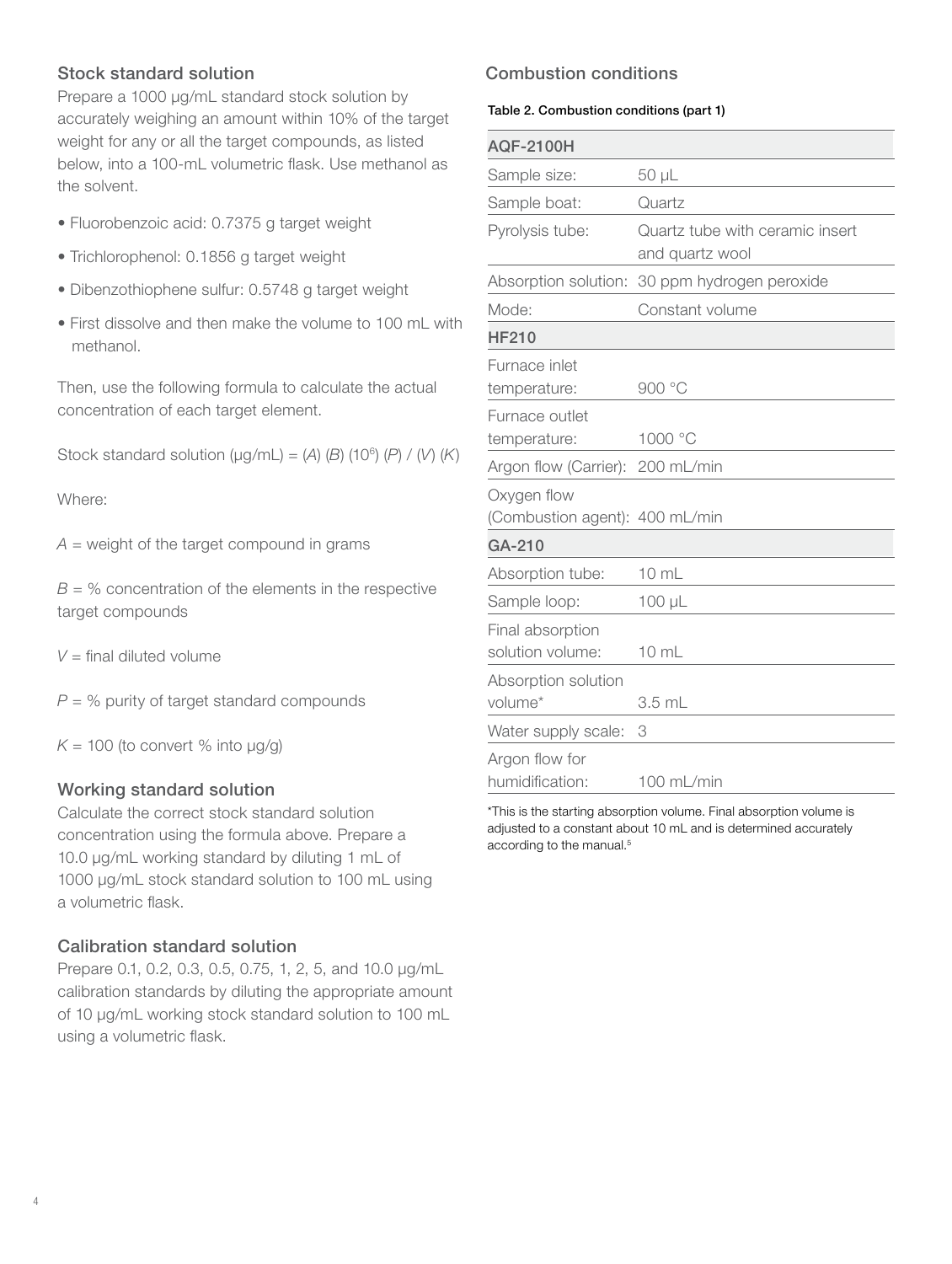### Stock standard solution

Prepare a 1000 µg/mL standard stock solution by accurately weighing an amount within 10% of the target weight for any or all the target compounds, as listed below, into a 100-mL volumetric flask. Use methanol as the solvent.

- Fluorobenzoic acid: 0.7375 g target weight
- Trichlorophenol: 0.1856 g target weight
- Dibenzothiophene sulfur: 0.5748 g target weight
- First dissolve and then make the volume to 100 mL with methanol.

Then, use the following formula to calculate the actual concentration of each target element.

Stock standard solution (µg/mL) = $(A)\ (B)\ (10^6)\ (P)\ /\ (V)\ (K)$

Where:

$A$ = weight of the target compound in grams

$B$ = % concentration of the elements in the respective target compounds

$V$ = final diluted volume

$P$ = % purity of target standard compounds

$K$ = 100 (to convert % into µg/g)

### Working standard solution

Calculate the correct stock standard solution concentration using the formula above. Prepare a 10.0 µg/mL working standard by diluting 1 mL of 1000 µg/mL stock standard solution to 100 mL using a volumetric flask.

### Calibration standard solution

Prepare 0.1, 0.2, 0.3, 0.5, 0.75, 1, 2, 5, and 10.0 µg/mL calibration standards by diluting the appropriate amount of 10 µg/mL working stock standard solution to 100 mL using a volumetric flask.

### Combustion conditions

**Table 2. Combustion conditions (part 1)**

| | |
|---|---|
| **AQF-2100H** | |
| Sample size: | 50 µL |
| Sample boat: | Quartz |
| Pyrolysis tube: | Quartz tube with ceramic insert and quartz wool |
| Absorption solution: | 30 ppm hydrogen peroxide |
| Mode: | Constant volume |
| **HF210** | |
| Furnace inlet temperature: | 900 °C |
| Furnace outlet temperature: | 1000 °C |
| Argon flow (Carrier): | 200 mL/min |
| Oxygen flow (Combustion agent): | 400 mL/min |
| **GA-210** | |
| Absorption tube: | 10 mL |
| Sample loop: | 100 µL |
| Final absorption solution volume: | 10 mL |
| Absorption solution volume* | 3.5 mL |
| Water supply scale: | 3 |
| Argon flow for humidification: | 100 mL/min |

*This is the starting absorption volume. Final absorption volume is adjusted to a constant about 10 mL and is determined accurately according to the manual.[5]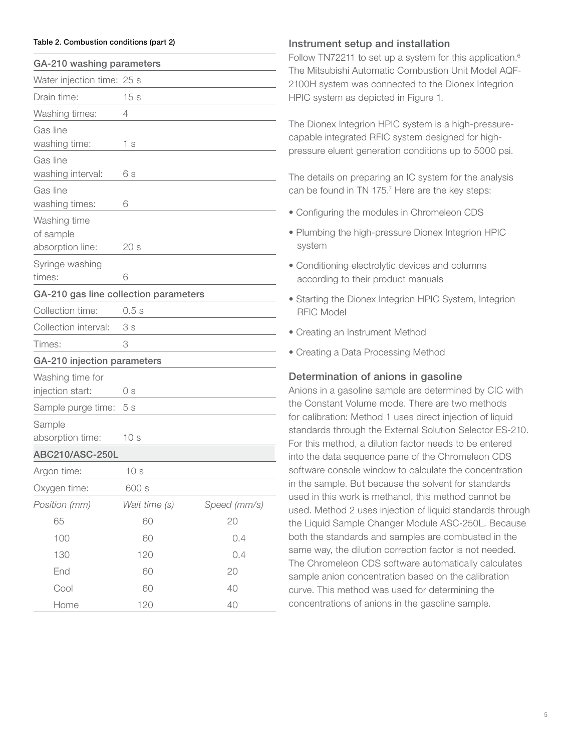Table 2. Combustion conditions (part 2)

| | | |
|---|---|---|
| **GA-210 washing parameters** | | |
| Water injection time: | 25 s | |
| Drain time: | 15 s | |
| Washing times: | 4 | |
| Gas line washing time: | 1 s | |
| Gas line washing interval: | 6 s | |
| Gas line washing times: | 6 | |
| Washing time of sample absorption line: | 20 s | |
| Syringe washing times: | 6 | |
| **GA-210 gas line collection parameters** | | |
| Collection time: | 0.5 s | |
| Collection interval: | 3 s | |
| Times: | 3 | |
| **GA-210 injection parameters** | | |
| Washing time for injection start: | 0 s | |
| Sample purge time: | 5 s | |
| Sample absorption time: | 10 s | |
| **ABC210/ASC-250L** | | |
| Argon time: | 10 s | |
| Oxygen time: | 600 s | |
| *Position (mm)* | *Wait time (s)* | *Speed (mm/s)* |
| 65 | 60 | 20 |
| 100 | 60 | 0.4 |
| 130 | 120 | 0.4 |
| End | 60 | 20 |
| Cool | 60 | 40 |
| Home | 120 | 40 |

### Instrument setup and installation

Follow TN72211 to set up a system for this application.[6] The Mitsubishi Automatic Combustion Unit Model AQF-2100H system was connected to the Dionex Integrion HPIC system as depicted in Figure 1.

The Dionex Integrion HPIC system is a high-pressure-capable integrated RFIC system designed for high-pressure eluent generation conditions up to 5000 psi.

The details on preparing an IC system for the analysis can be found in TN 175.[7] Here are the key steps:

- Configuring the modules in Chromeleon CDS
- Plumbing the high-pressure Dionex Integrion HPIC system
- Conditioning electrolytic devices and columns according to their product manuals
- Starting the Dionex Integrion HPIC System, Integrion RFIC Model
- Creating an Instrument Method
- Creating a Data Processing Method

### Determination of anions in gasoline

Anions in a gasoline sample are determined by CIC with the Constant Volume mode. There are two methods for calibration: Method 1 uses direct injection of liquid standards through the External Solution Selector ES-210. For this method, a dilution factor needs to be entered into the data sequence pane of the Chromeleon CDS software console window to calculate the concentration in the sample. But because the solvent for standards used in this work is methanol, this method cannot be used. Method 2 uses injection of liquid standards through the Liquid Sample Changer Module ASC-250L. Because both the standards and samples are combusted in the same way, the dilution correction factor is not needed. The Chromeleon CDS software automatically calculates sample anion concentration based on the calibration curve. This method was used for determining the concentrations of anions in the gasoline sample.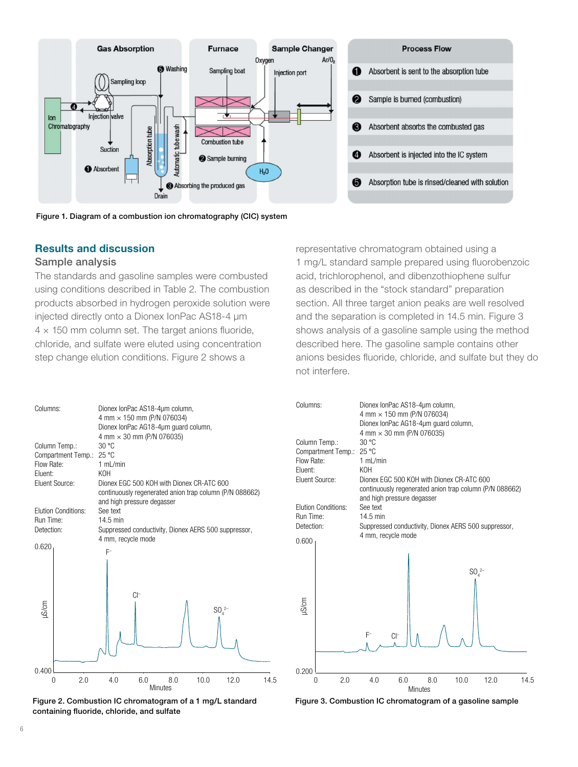Gas Absorption

Furnace

Sample Changer

Process Flow

Oxygen

Ar/$O_2$

5 Washing

Sampling boat

Injection port

Sampling loop

4

Ion Chromatography

Injection valve

Suction

1 Absorbent

Absorption tube

Automatic tube wash

Combustion tube

2 Sample burning

$H_2O$

3 Absorbing the produced gas

Drain

1 Absorbent is sent to the absorption tube

2 Sample is burned (combustion)

3 Absorbent absorbs the combusted gas

4 Absorbent is injected into the IC system

5 Absorption tube is rinsed/cleaned with solution

**Figure 1. Diagram of a combustion ion chromatography (CIC) system**

## Results and discussion

### Sample analysis

The standards and gasoline samples were combusted using conditions described in Table 2. The combustion products absorbed in hydrogen peroxide solution were injected directly onto a Dionex IonPac AS18-4 µm 4 × 150 mm column set. The target anions fluoride, chloride, and sulfate were eluted using concentration step change elution conditions. Figure 2 shows a representative chromatogram obtained using a 1 mg/L standard sample prepared using fluorobenzoic acid, trichlorophenol, and dibenzothiophene sulfur as described in the "stock standard" preparation section. All three target anion peaks are well resolved and the separation is completed in 14.5 min. Figure 3 shows analysis of a gasoline sample using the method described here. The gasoline sample contains other anions besides fluoride, chloride, and sulfate but they do not interfere.

Columns: Dionex IonPac AS18-4µm column, 4 mm × 150 mm (P/N 076034)
Dionex IonPac AG18-4µm guard column, 4 mm × 30 mm (P/N 076035)
Column Temp.: 30 °C
Compartment Temp.: 25 °C
Flow Rate: 1 mL/min
Eluent: KOH
Eluent Source: Dionex EGC 500 KOH with Dionex CR-ATC 600 continuously regenerated anion trap column (P/N 088662) and high pressure degasser
Elution Conditions: See text
Run Time: 14.5 min
Detection: Suppressed conductivity, Dionex AERS 500 suppressor, 4 mm, recycle mode

0.620
0.400
µS/cm
$F^-$
$Cl^-$
$SO_4^{2-}$
0 2.0 4.0 6.0 8.0 10.0 12.0 14.5
Minutes

**Figure 2. Combustion IC chromatogram of a 1 mg/L standard containing fluoride, chloride, and sulfate**

Columns: Dionex IonPac AS18-4µm column, 4 mm × 150 mm (P/N 076034)
Dionex IonPac AG18-4µm guard column, 4 mm × 30 mm (P/N 076035)
Column Temp.: 30 °C
Compartment Temp.: 25 °C
Flow Rate: 1 mL/min
Eluent: KOH
Eluent Source: Dionex EGC 500 KOH with Dionex CR-ATC 600 continuously regenerated anion trap column (P/N 088662) and high pressure degasser
Elution Conditions: See text
Run Time: 14.5 min
Detection: Suppressed conductivity, Dionex AERS 500 suppressor, 4 mm, recycle mode

0.600
0.200
µS/cm
$F^-$
$Cl^-$
$SO_4^{2-}$
0 2.0 4.0 6.0 8.0 10.0 12.0 14.5
Minutes

**Figure 3. Combustion IC chromatogram of a gasoline sample**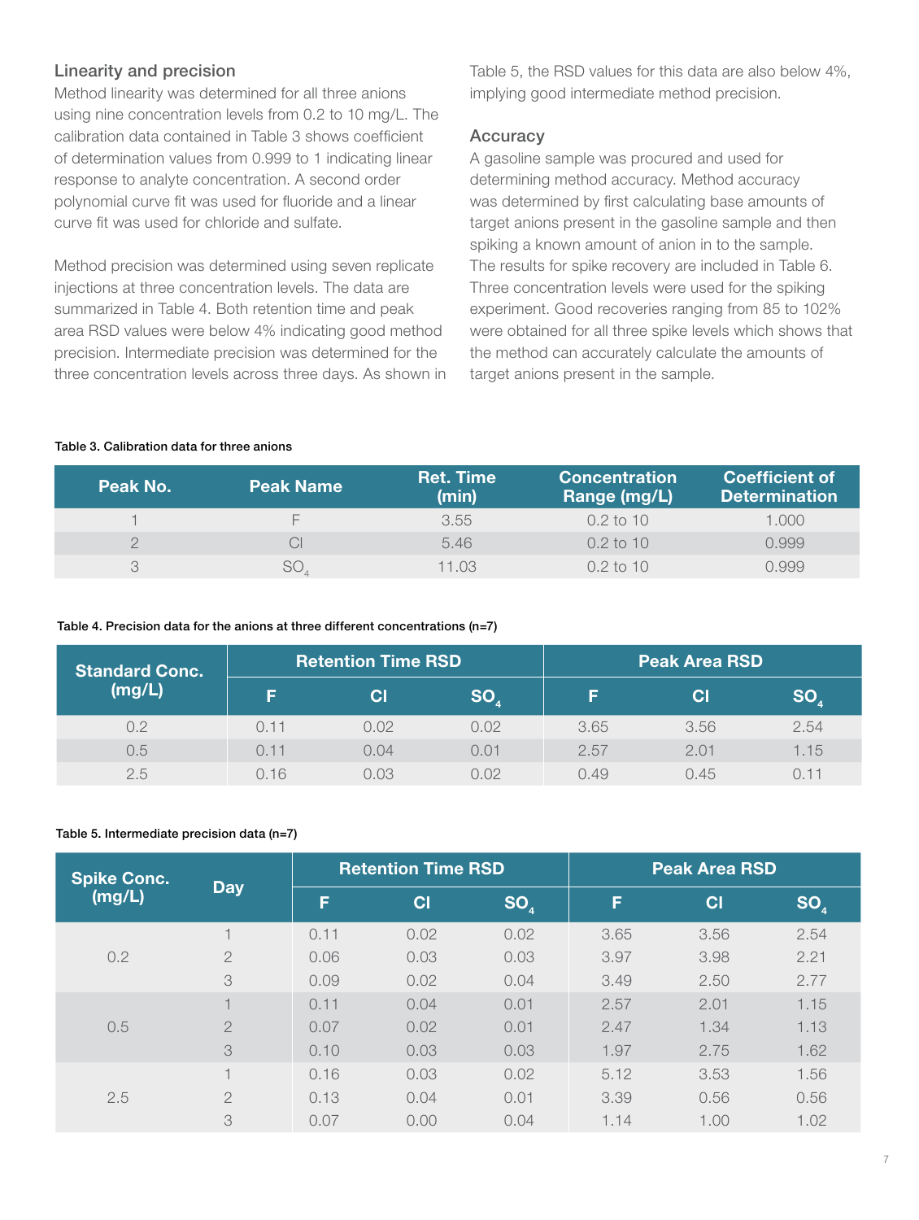### Linearity and precision

Method linearity was determined for all three anions using nine concentration levels from 0.2 to 10 mg/L. The calibration data contained in Table 3 shows coefficient of determination values from 0.999 to 1 indicating linear response to analyte concentration. A second order polynomial curve fit was used for fluoride and a linear curve fit was used for chloride and sulfate.

Method precision was determined using seven replicate injections at three concentration levels. The data are summarized in Table 4. Both retention time and peak area RSD values were below 4% indicating good method precision. Intermediate precision was determined for the three concentration levels across three days. As shown in Table 5, the RSD values for this data are also below 4%, implying good intermediate method precision.

### Accuracy

A gasoline sample was procured and used for determining method accuracy. Method accuracy was determined by first calculating base amounts of target anions present in the gasoline sample and then spiking a known amount of anion in to the sample. The results for spike recovery are included in Table 6. Three concentration levels were used for the spiking experiment. Good recoveries ranging from 85 to 102% were obtained for all three spike levels which shows that the method can accurately calculate the amounts of target anions present in the sample.

**Table 3. Calibration data for three anions**

| Peak No. | Peak Name | Ret. Time (min) | Concentration Range (mg/L) | Coefficient of Determination |
|---|---|---|---|---|
| 1 | F | 3.55 | 0.2 to 10 | 1.000 |
| 2 | Cl | 5.46 | 0.2 to 10 | 0.999 |
| 3 | $SO_4$ | 11.03 | 0.2 to 10 | 0.999 |

**Table 4. Precision data for the anions at three different concentrations (n=7)**

| Standard Conc. (mg/L) | Retention Time RSD | | | Peak Area RSD | | |
|---|---|---|---|---|---|---|
| | F | Cl | $SO_4$ | F | Cl | $SO_4$ |
| 0.2 | 0.11 | 0.02 | 0.02 | 3.65 | 3.56 | 2.54 |
| 0.5 | 0.11 | 0.04 | 0.01 | 2.57 | 2.01 | 1.15 |
| 2.5 | 0.16 | 0.03 | 0.02 | 0.49 | 0.45 | 0.11 |

**Table 5. Intermediate precision data (n=7)**

| Spike Conc. (mg/L) | Day | Retention Time RSD | | | Peak Area RSD | | |
|---|---|---|---|---|---|---|---|
| | | F | Cl | $SO_4$ | F | Cl | $SO_4$ |
| 0.2 | 1 | 0.11 | 0.02 | 0.02 | 3.65 | 3.56 | 2.54 |
| | 2 | 0.06 | 0.03 | 0.03 | 3.97 | 3.98 | 2.21 |
| | 3 | 0.09 | 0.02 | 0.04 | 3.49 | 2.50 | 2.77 |
| 0.5 | 1 | 0.11 | 0.04 | 0.01 | 2.57 | 2.01 | 1.15 |
| | 2 | 0.07 | 0.02 | 0.01 | 2.47 | 1.34 | 1.13 |
| | 3 | 0.10 | 0.03 | 0.03 | 1.97 | 2.75 | 1.62 |
| 2.5 | 1 | 0.16 | 0.03 | 0.02 | 5.12 | 3.53 | 1.56 |
| | 2 | 0.13 | 0.04 | 0.01 | 3.39 | 0.56 | 0.56 |
| | 3 | 0.07 | 0.00 | 0.04 | 1.14 | 1.00 | 1.02 |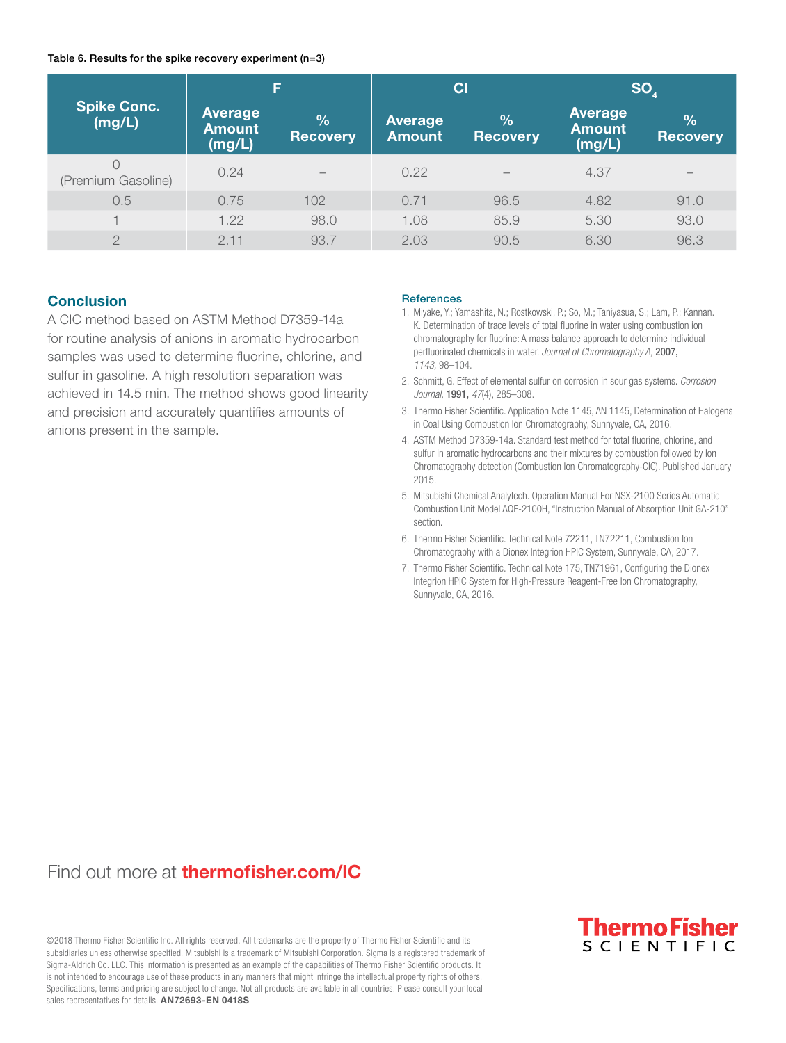Table 6. Results for the spike recovery experiment (n=3)

| Spike Conc. (mg/L) | F | | Cl | | $SO_4$ | |
|---|---|---|---|---|---|---|
| | Average Amount (mg/L) | % Recovery | Average Amount | % Recovery | Average Amount (mg/L) | % Recovery |
| 0 (Premium Gasoline) | 0.24 | – | 0.22 | – | 4.37 | – |
| 0.5 | 0.75 | 102 | 0.71 | 96.5 | 4.82 | 91.0 |
| 1 | 1.22 | 98.0 | 1.08 | 85.9 | 5.30 | 93.0 |
| 2 | 2.11 | 93.7 | 2.03 | 90.5 | 6.30 | 96.3 |

## Conclusion

A CIC method based on ASTM Method D7359-14a for routine analysis of anions in aromatic hydrocarbon samples was used to determine fluorine, chlorine, and sulfur in gasoline. A high resolution separation was achieved in 14.5 min. The method shows good linearity and precision and accurately quantifies amounts of anions present in the sample.

## References

1. Miyake, Y.; Yamashita, N.; Rostkowski, P.; So, M.; Taniyasua, S.; Lam, P.; Kannan. K. Determination of trace levels of total fluorine in water using combustion ion chromatography for fluorine: A mass balance approach to determine individual perfluorinated chemicals in water. *Journal of Chromatography A,* **2007,** *1143,* 98–104.
2. Schmitt, G. Effect of elemental sulfur on corrosion in sour gas systems. *Corrosion Journal,* **1991,** *47*(4), 285–308.
3. Thermo Fisher Scientific. Application Note 1145, AN 1145, Determination of Halogens in Coal Using Combustion Ion Chromatography, Sunnyvale, CA, 2016.
4. ASTM Method D7359-14a. Standard test method for total fluorine, chlorine, and sulfur in aromatic hydrocarbons and their mixtures by combustion followed by Ion Chromatography detection (Combustion Ion Chromatography-CIC). Published January 2015.
5. Mitsubishi Chemical Analytech. Operation Manual For NSX-2100 Series Automatic Combustion Unit Model AQF-2100H, "Instruction Manual of Absorption Unit GA-210" section.
6. Thermo Fisher Scientific. Technical Note 72211, TN72211, Combustion Ion Chromatography with a Dionex Integrion HPIC System, Sunnyvale, CA, 2017.
7. Thermo Fisher Scientific. Technical Note 175, TN71961, Configuring the Dionex Integrion HPIC System for High-Pressure Reagent-Free Ion Chromatography, Sunnyvale, CA, 2016.

Find out more at **thermofisher.com/IC**

©2018 Thermo Fisher Scientific Inc. All rights reserved. All trademarks are the property of Thermo Fisher Scientific and its subsidiaries unless otherwise specified. Mitsubishi is a trademark of Mitsubishi Corporation. Sigma is a registered trademark of Sigma-Aldrich Co. LLC. This information is presented as an example of the capabilities of Thermo Fisher Scientific products. It is not intended to encourage use of these products in any manners that might infringe the intellectual property rights of others. Specifications, terms and pricing are subject to change. Not all products are available in all countries. Please consult your local sales representatives for details. **AN72693-EN 0418S**

ThermoFisher SCIENTIFIC